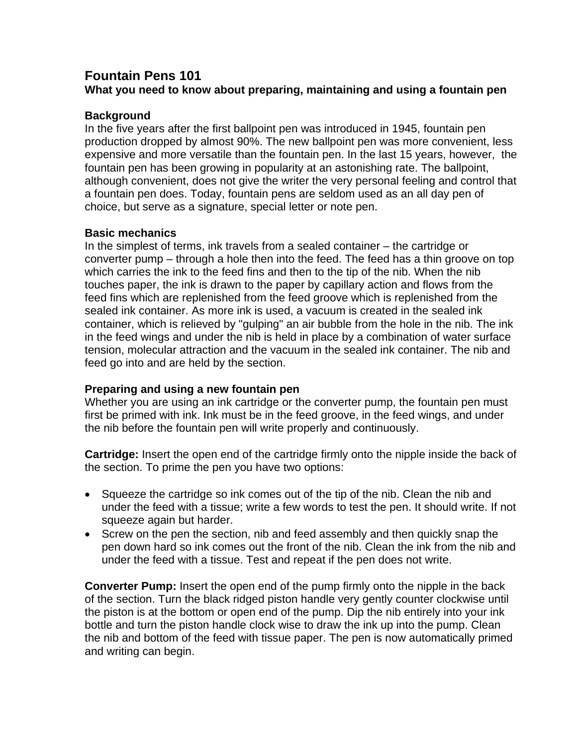# Fountain Pens 101

**What you need to know about preparing, maintaining and using a fountain pen**

## Background

In the five years after the first ballpoint pen was introduced in 1945, fountain pen production dropped by almost 90%. The new ballpoint pen was more convenient, less expensive and more versatile than the fountain pen. In the last 15 years, however, the fountain pen has been growing in popularity at an astonishing rate. The ballpoint, although convenient, does not give the writer the very personal feeling and control that a fountain pen does. Today, fountain pens are seldom used as an all day pen of choice, but serve as a signature, special letter or note pen.

## Basic mechanics

In the simplest of terms, ink travels from a sealed container – the cartridge or converter pump – through a hole then into the feed. The feed has a thin groove on top which carries the ink to the feed fins and then to the tip of the nib. When the nib touches paper, the ink is drawn to the paper by capillary action and flows from the feed fins which are replenished from the feed groove which is replenished from the sealed ink container. As more ink is used, a vacuum is created in the sealed ink container, which is relieved by "gulping" an air bubble from the hole in the nib. The ink in the feed wings and under the nib is held in place by a combination of water surface tension, molecular attraction and the vacuum in the sealed ink container. The nib and feed go into and are held by the section.

## Preparing and using a new fountain pen

Whether you are using an ink cartridge or the converter pump, the fountain pen must first be primed with ink. Ink must be in the feed groove, in the feed wings, and under the nib before the fountain pen will write properly and continuously.

**Cartridge:** Insert the open end of the cartridge firmly onto the nipple inside the back of the section. To prime the pen you have two options:

- Squeeze the cartridge so ink comes out of the tip of the nib. Clean the nib and under the feed with a tissue; write a few words to test the pen. It should write. If not squeeze again but harder.
- Screw on the pen the section, nib and feed assembly and then quickly snap the pen down hard so ink comes out the front of the nib. Clean the ink from the nib and under the feed with a tissue. Test and repeat if the pen does not write.

**Converter Pump:** Insert the open end of the pump firmly onto the nipple in the back of the section. Turn the black ridged piston handle very gently counter clockwise until the piston is at the bottom or open end of the pump. Dip the nib entirely into your ink bottle and turn the piston handle clock wise to draw the ink up into the pump. Clean the nib and bottom of the feed with tissue paper. The pen is now automatically primed and writing can begin.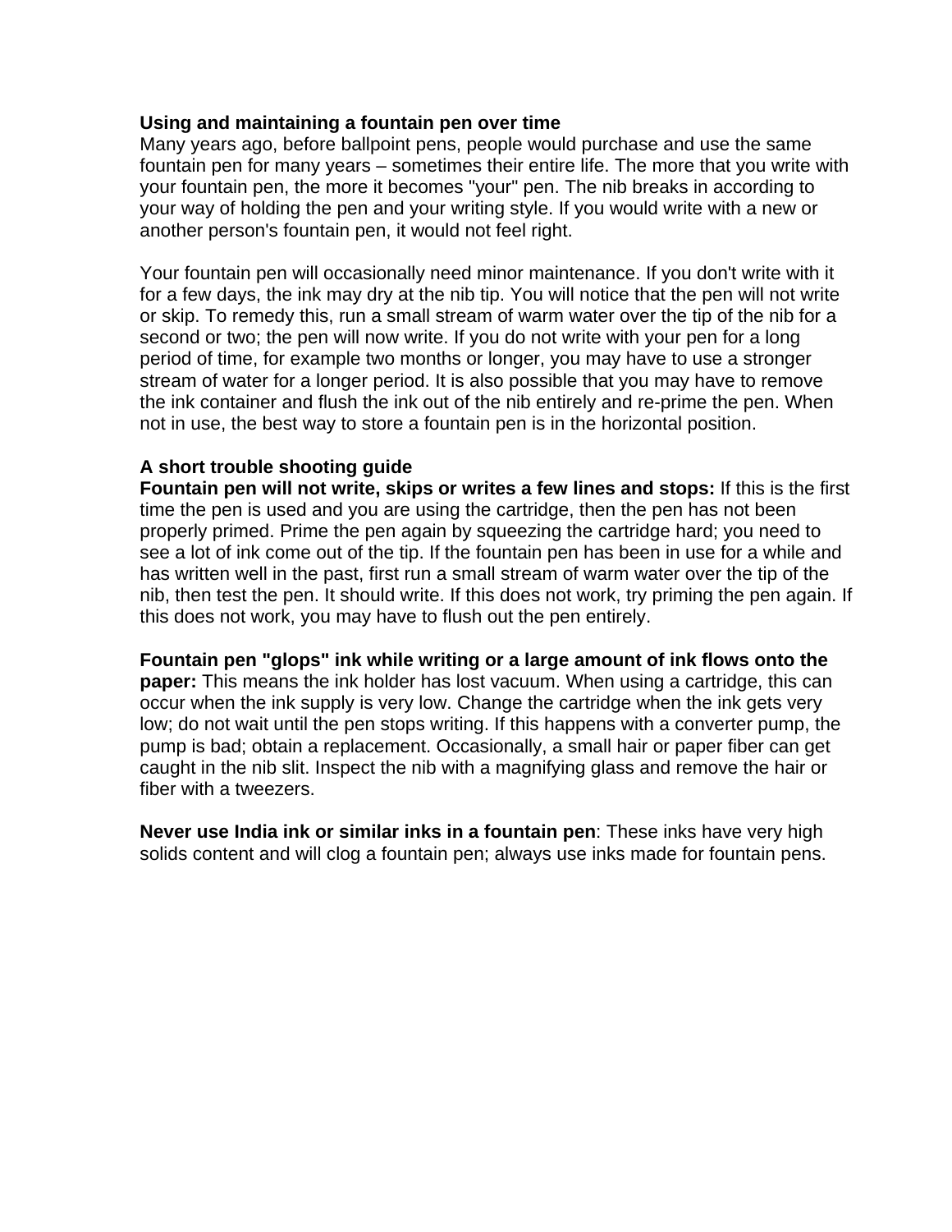**Using and maintaining a fountain pen over time**

Many years ago, before ballpoint pens, people would purchase and use the same fountain pen for many years – sometimes their entire life. The more that you write with your fountain pen, the more it becomes "your" pen. The nib breaks in according to your way of holding the pen and your writing style. If you would write with a new or another person's fountain pen, it would not feel right.

Your fountain pen will occasionally need minor maintenance. If you don't write with it for a few days, the ink may dry at the nib tip. You will notice that the pen will not write or skip. To remedy this, run a small stream of warm water over the tip of the nib for a second or two; the pen will now write. If you do not write with your pen for a long period of time, for example two months or longer, you may have to use a stronger stream of water for a longer period. It is also possible that you may have to remove the ink container and flush the ink out of the nib entirely and re-prime the pen. When not in use, the best way to store a fountain pen is in the horizontal position.

**A short trouble shooting guide**

**Fountain pen will not write, skips or writes a few lines and stops:** If this is the first time the pen is used and you are using the cartridge, then the pen has not been properly primed. Prime the pen again by squeezing the cartridge hard; you need to see a lot of ink come out of the tip. If the fountain pen has been in use for a while and has written well in the past, first run a small stream of warm water over the tip of the nib, then test the pen. It should write. If this does not work, try priming the pen again. If this does not work, you may have to flush out the pen entirely.

**Fountain pen "glops" ink while writing or a large amount of ink flows onto the paper:** This means the ink holder has lost vacuum. When using a cartridge, this can occur when the ink supply is very low. Change the cartridge when the ink gets very low; do not wait until the pen stops writing. If this happens with a converter pump, the pump is bad; obtain a replacement. Occasionally, a small hair or paper fiber can get caught in the nib slit. Inspect the nib with a magnifying glass and remove the hair or fiber with a tweezers.

**Never use India ink or similar inks in a fountain pen**: These inks have very high solids content and will clog a fountain pen; always use inks made for fountain pens.